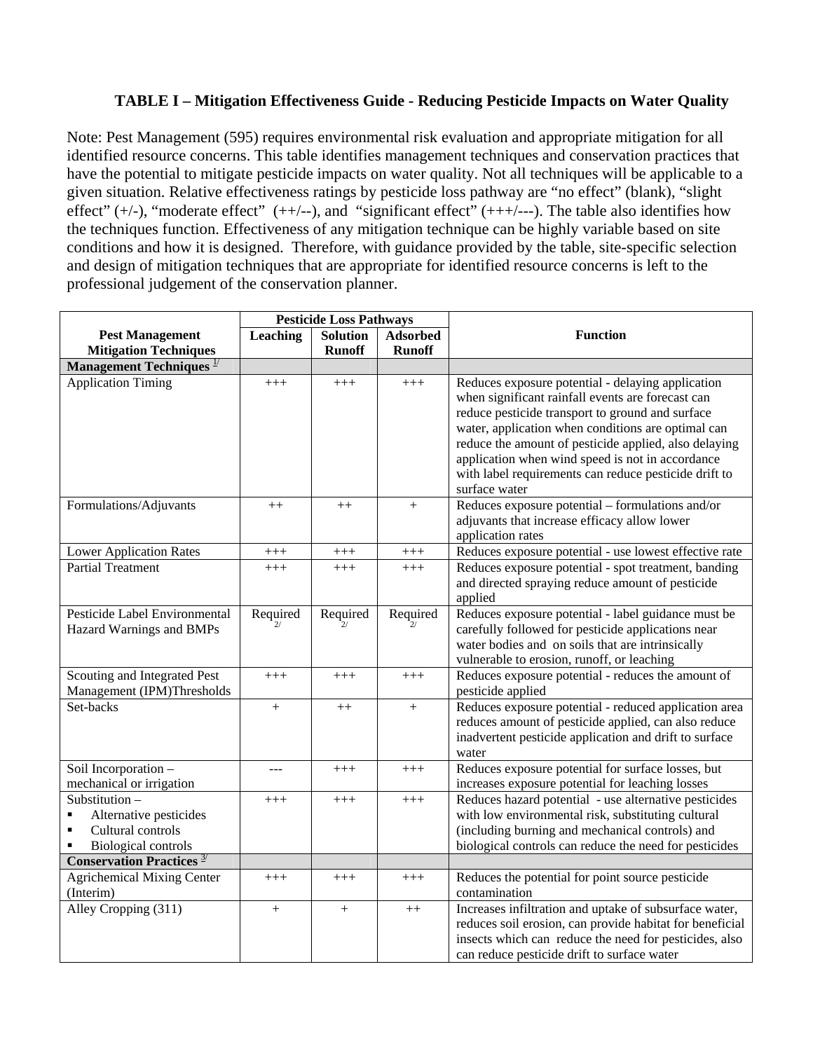### TABLE I – Mitigation Effectiveness Guide - Reducing Pesticide Impacts on Water Quality

Note: Pest Management (595) requires environmental risk evaluation and appropriate mitigation for all identified resource concerns. This table identifies management techniques and conservation practices that have the potential to mitigate pesticide impacts on water quality. Not all techniques will be applicable to a given situation. Relative effectiveness ratings by pesticide loss pathway are "no effect" (blank), "slight effect" (+/-), "moderate effect" (++/--), and "significant effect" (+++/---). The table also identifies how the techniques function. Effectiveness of any mitigation technique can be highly variable based on site conditions and how it is designed. Therefore, with guidance provided by the table, site-specific selection and design of mitigation techniques that are appropriate for identified resource concerns is left to the professional judgement of the conservation planner.

| Pest Management Mitigation Techniques | Pesticide Loss Pathways | | | Function |
|---|---|---|---|---|
| | Leaching | Solution Runoff | Adsorbed Runoff | |
| **Management Techniques** [1/] | | | | |
| Application Timing | +++ | +++ | +++ | Reduces exposure potential - delaying application when significant rainfall events are forecast can reduce pesticide transport to ground and surface water, application when conditions are optimal can reduce the amount of pesticide applied, also delaying application when wind speed is not in accordance with label requirements can reduce pesticide drift to surface water |
| Formulations/Adjuvants | ++ | ++ | + | Reduces exposure potential – formulations and/or adjuvants that increase efficacy allow lower application rates |
| Lower Application Rates | +++ | +++ | +++ | Reduces exposure potential - use lowest effective rate |
| Partial Treatment | +++ | +++ | +++ | Reduces exposure potential - spot treatment, banding and directed spraying reduce amount of pesticide applied |
| Pesticide Label Environmental Hazard Warnings and BMPs | Required [2/] | Required [2/] | Required [2/] | Reduces exposure potential - label guidance must be carefully followed for pesticide applications near water bodies and on soils that are intrinsically vulnerable to erosion, runoff, or leaching |
| Scouting and Integrated Pest Management (IPM)Thresholds | +++ | +++ | +++ | Reduces exposure potential - reduces the amount of pesticide applied |
| Set-backs | + | ++ | + | Reduces exposure potential - reduced application area reduces amount of pesticide applied, can also reduce inadvertent pesticide application and drift to surface water |
| Soil Incorporation – mechanical or irrigation | --- | +++ | +++ | Reduces exposure potential for surface losses, but increases exposure potential for leaching losses |
| Substitution – ▪ Alternative pesticides ▪ Cultural controls ▪ Biological controls | +++ | +++ | +++ | Reduces hazard potential - use alternative pesticides with low environmental risk, substituting cultural (including burning and mechanical controls) and biological controls can reduce the need for pesticides |
| **Conservation Practices** [3/] | | | | |
| Agrichemical Mixing Center (Interim) | +++ | +++ | +++ | Reduces the potential for point source pesticide contamination |
| Alley Cropping (311) | + | + | ++ | Increases infiltration and uptake of subsurface water, reduces soil erosion, can provide habitat for beneficial insects which can reduce the need for pesticides, also can reduce pesticide drift to surface water |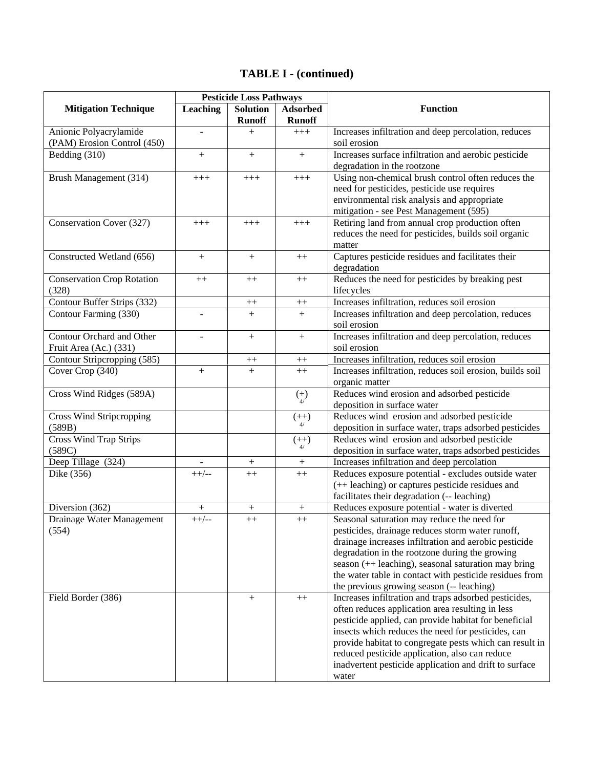# TABLE I - (continued)

| Mitigation Technique | Pesticide Loss Pathways | | | Function |
|---|---|---|---|---|
| | Leaching | Solution Runoff | Adsorbed Runoff | |
| Anionic Polyacrylamide (PAM) Erosion Control (450) | - | + | +++ | Increases infiltration and deep percolation, reduces soil erosion |
| Bedding (310) | + | + | + | Increases surface infiltration and aerobic pesticide degradation in the rootzone |
| Brush Management (314) | +++ | +++ | +++ | Using non-chemical brush control often reduces the need for pesticides, pesticide use requires environmental risk analysis and appropriate mitigation - see Pest Management (595) |
| Conservation Cover (327) | +++ | +++ | +++ | Retiring land from annual crop production often reduces the need for pesticides, builds soil organic matter |
| Constructed Wetland (656) | + | + | ++ | Captures pesticide residues and facilitates their degradation |
| Conservation Crop Rotation (328) | ++ | ++ | ++ | Reduces the need for pesticides by breaking pest lifecycles |
| Contour Buffer Strips (332) | | ++ | ++ | Increases infiltration, reduces soil erosion |
| Contour Farming (330) | - | + | + | Increases infiltration and deep percolation, reduces soil erosion |
| Contour Orchard and Other Fruit Area (Ac.) (331) | - | + | + | Increases infiltration and deep percolation, reduces soil erosion |
| Contour Stripcropping (585) | | ++ | ++ | Increases infiltration, reduces soil erosion |
| Cover Crop (340) | + | + | ++ | Increases infiltration, reduces soil erosion, builds soil organic matter |
| Cross Wind Ridges (589A) | | | (+) 4/ | Reduces wind erosion and adsorbed pesticide deposition in surface water |
| Cross Wind Stripcropping (589B) | | | (++) 4/ | Reduces wind erosion and adsorbed pesticide deposition in surface water, traps adsorbed pesticides |
| Cross Wind Trap Strips (589C) | | | (++) 4/ | Reduces wind erosion and adsorbed pesticide deposition in surface water, traps adsorbed pesticides |
| Deep Tillage (324) | - | + | + | Increases infiltration and deep percolation |
| Dike (356) | ++/-- | ++ | ++ | Reduces exposure potential - excludes outside water (++ leaching) or captures pesticide residues and facilitates their degradation (-- leaching) |
| Diversion (362) | + | + | + | Reduces exposure potential - water is diverted |
| Drainage Water Management (554) | ++/-- | ++ | ++ | Seasonal saturation may reduce the need for pesticides, drainage reduces storm water runoff, drainage increases infiltration and aerobic pesticide degradation in the rootzone during the growing season (++ leaching), seasonal saturation may bring the water table in contact with pesticide residues from the previous growing season (-- leaching) |
| Field Border (386) | | + | ++ | Increases infiltration and traps adsorbed pesticides, often reduces application area resulting in less pesticide applied, can provide habitat for beneficial insects which reduces the need for pesticides, can provide habitat to congregate pests which can result in reduced pesticide application, also can reduce inadvertent pesticide application and drift to surface water |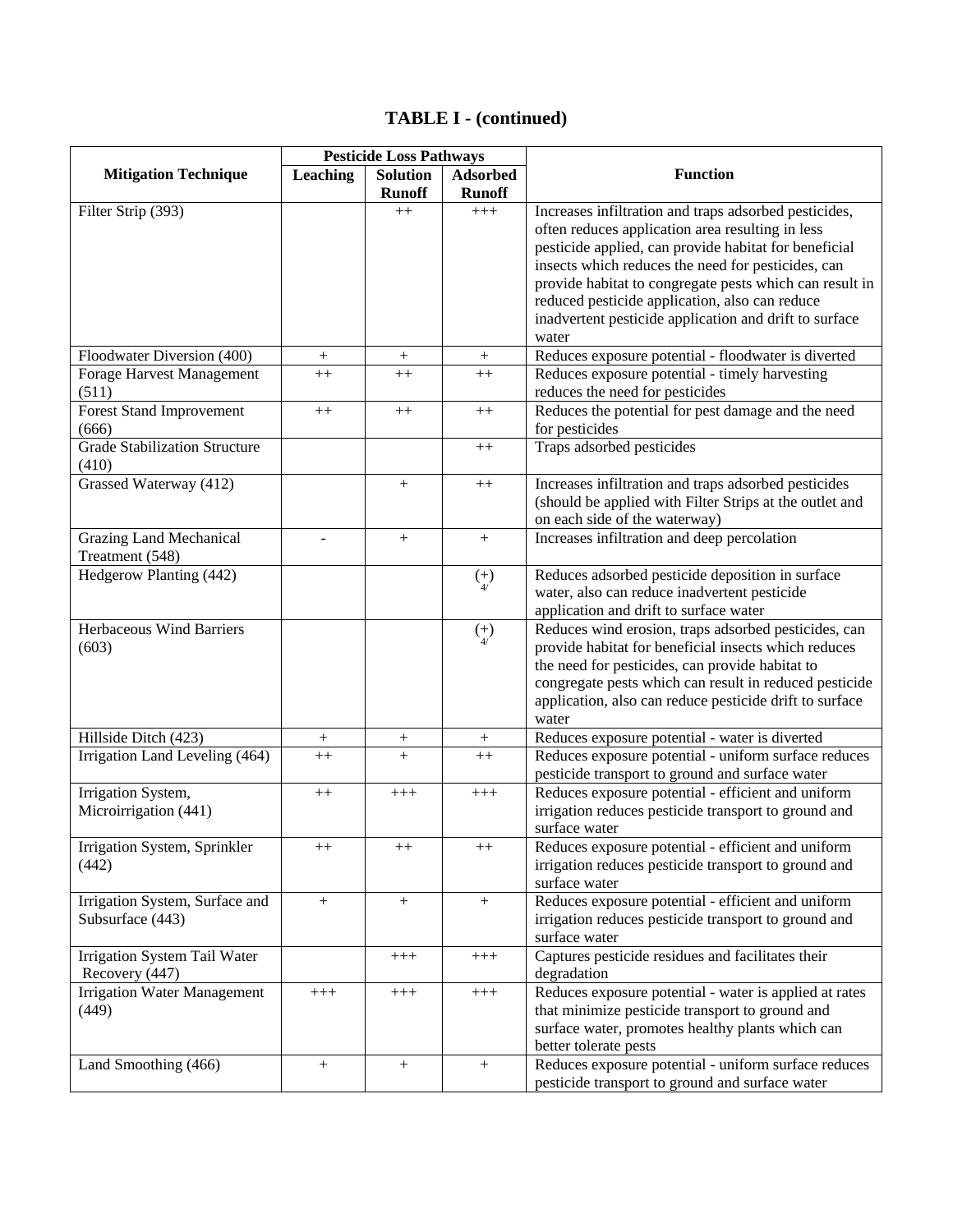## TABLE I - (continued)

| Mitigation Technique | Pesticide Loss Pathways | | | Function |
|---|---|---|---|---|
| | Leaching | Solution Runoff | Adsorbed Runoff | |
| Filter Strip (393) | | ++ | +++ | Increases infiltration and traps adsorbed pesticides, often reduces application area resulting in less pesticide applied, can provide habitat for beneficial insects which reduces the need for pesticides, can provide habitat to congregate pests which can result in reduced pesticide application, also can reduce inadvertent pesticide application and drift to surface water |
| Floodwater Diversion (400) | + | + | + | Reduces exposure potential - floodwater is diverted |
| Forage Harvest Management (511) | ++ | ++ | ++ | Reduces exposure potential - timely harvesting reduces the need for pesticides |
| Forest Stand Improvement (666) | ++ | ++ | ++ | Reduces the potential for pest damage and the need for pesticides |
| Grade Stabilization Structure (410) | | | ++ | Traps adsorbed pesticides |
| Grassed Waterway (412) | | + | ++ | Increases infiltration and traps adsorbed pesticides (should be applied with Filter Strips at the outlet and on each side of the waterway) |
| Grazing Land Mechanical Treatment (548) | - | + | + | Increases infiltration and deep percolation |
| Hedgerow Planting (442) | | | (+) 4/ | Reduces adsorbed pesticide deposition in surface water, also can reduce inadvertent pesticide application and drift to surface water |
| Herbaceous Wind Barriers (603) | | | (+) 4/ | Reduces wind erosion, traps adsorbed pesticides, can provide habitat for beneficial insects which reduces the need for pesticides, can provide habitat to congregate pests which can result in reduced pesticide application, also can reduce pesticide drift to surface water |
| Hillside Ditch (423) | + | + | + | Reduces exposure potential - water is diverted |
| Irrigation Land Leveling (464) | ++ | + | ++ | Reduces exposure potential - uniform surface reduces pesticide transport to ground and surface water |
| Irrigation System, Microirrigation (441) | ++ | +++ | +++ | Reduces exposure potential - efficient and uniform irrigation reduces pesticide transport to ground and surface water |
| Irrigation System, Sprinkler (442) | ++ | ++ | ++ | Reduces exposure potential - efficient and uniform irrigation reduces pesticide transport to ground and surface water |
| Irrigation System, Surface and Subsurface (443) | + | + | + | Reduces exposure potential - efficient and uniform irrigation reduces pesticide transport to ground and surface water |
| Irrigation System Tail Water Recovery (447) | | +++ | +++ | Captures pesticide residues and facilitates their degradation |
| Irrigation Water Management (449) | +++ | +++ | +++ | Reduces exposure potential - water is applied at rates that minimize pesticide transport to ground and surface water, promotes healthy plants which can better tolerate pests |
| Land Smoothing (466) | + | + | + | Reduces exposure potential - uniform surface reduces pesticide transport to ground and surface water |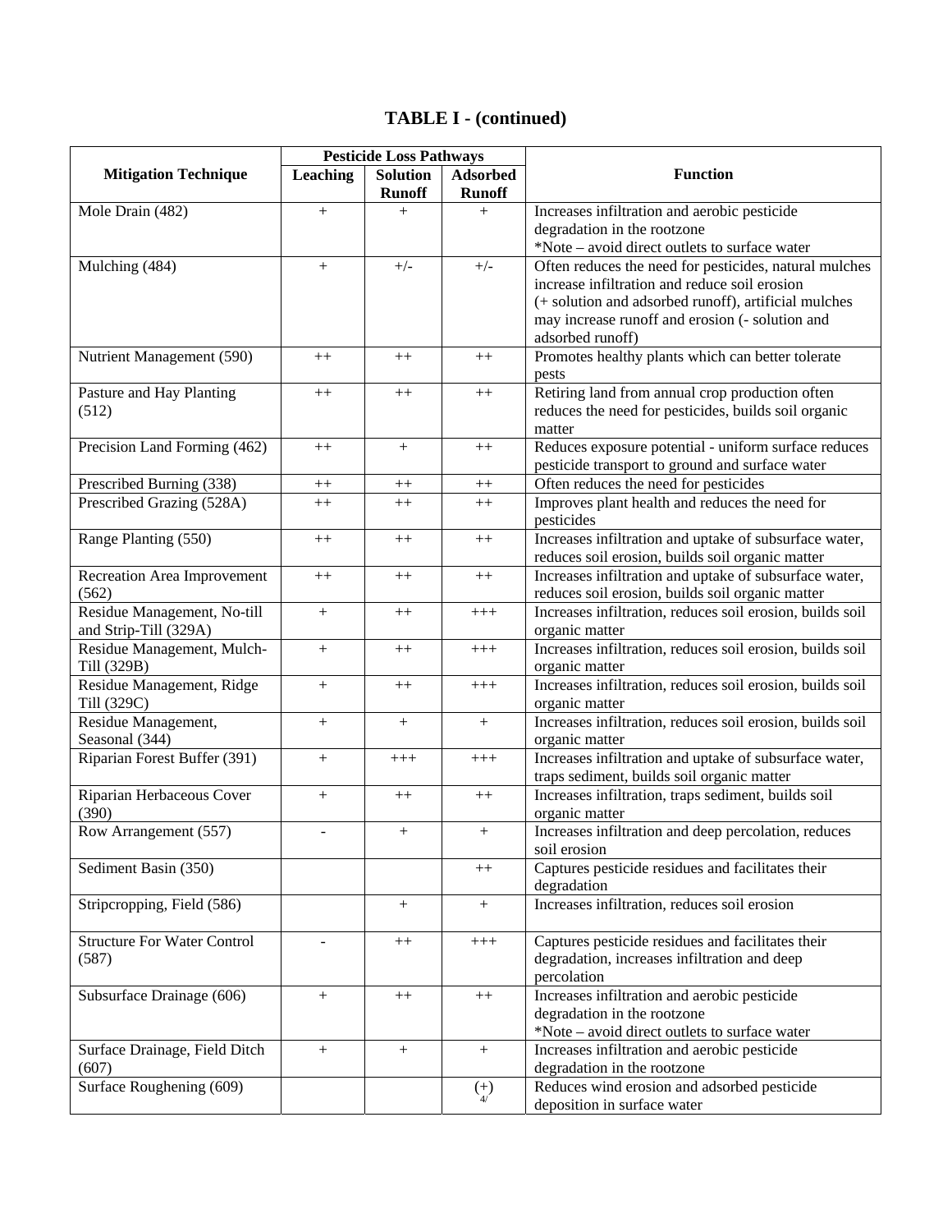# TABLE I - (continued)

| Mitigation Technique | Pesticide Loss Pathways | | | Function |
|---|---|---|---|---|
| | Leaching | Solution Runoff | Adsorbed Runoff | |
| Mole Drain (482) | + | + | + | Increases infiltration and aerobic pesticide degradation in the rootzone *Note – avoid direct outlets to surface water |
| Mulching (484) | + | +/- | +/- | Often reduces the need for pesticides, natural mulches increase infiltration and reduce soil erosion (+ solution and adsorbed runoff), artificial mulches may increase runoff and erosion (- solution and adsorbed runoff) |
| Nutrient Management (590) | ++ | ++ | ++ | Promotes healthy plants which can better tolerate pests |
| Pasture and Hay Planting (512) | ++ | ++ | ++ | Retiring land from annual crop production often reduces the need for pesticides, builds soil organic matter |
| Precision Land Forming (462) | ++ | + | ++ | Reduces exposure potential - uniform surface reduces pesticide transport to ground and surface water |
| Prescribed Burning (338) | ++ | ++ | ++ | Often reduces the need for pesticides |
| Prescribed Grazing (528A) | ++ | ++ | ++ | Improves plant health and reduces the need for pesticides |
| Range Planting (550) | ++ | ++ | ++ | Increases infiltration and uptake of subsurface water, reduces soil erosion, builds soil organic matter |
| Recreation Area Improvement (562) | ++ | ++ | ++ | Increases infiltration and uptake of subsurface water, reduces soil erosion, builds soil organic matter |
| Residue Management, No-till and Strip-Till (329A) | + | ++ | +++ | Increases infiltration, reduces soil erosion, builds soil organic matter |
| Residue Management, Mulch-Till (329B) | + | ++ | +++ | Increases infiltration, reduces soil erosion, builds soil organic matter |
| Residue Management, Ridge Till (329C) | + | ++ | +++ | Increases infiltration, reduces soil erosion, builds soil organic matter |
| Residue Management, Seasonal (344) | + | + | + | Increases infiltration, reduces soil erosion, builds soil organic matter |
| Riparian Forest Buffer (391) | + | +++ | +++ | Increases infiltration and uptake of subsurface water, traps sediment, builds soil organic matter |
| Riparian Herbaceous Cover (390) | + | ++ | ++ | Increases infiltration, traps sediment, builds soil organic matter |
| Row Arrangement (557) | - | + | + | Increases infiltration and deep percolation, reduces soil erosion |
| Sediment Basin (350) | | | ++ | Captures pesticide residues and facilitates their degradation |
| Stripcropping, Field (586) | | + | + | Increases infiltration, reduces soil erosion |
| Structure For Water Control (587) | - | ++ | +++ | Captures pesticide residues and facilitates their degradation, increases infiltration and deep percolation |
| Subsurface Drainage (606) | + | ++ | ++ | Increases infiltration and aerobic pesticide degradation in the rootzone *Note – avoid direct outlets to surface water |
| Surface Drainage, Field Ditch (607) | + | + | + | Increases infiltration and aerobic pesticide degradation in the rootzone |
| Surface Roughening (609) | | | (+) [4/] | Reduces wind erosion and adsorbed pesticide deposition in surface water |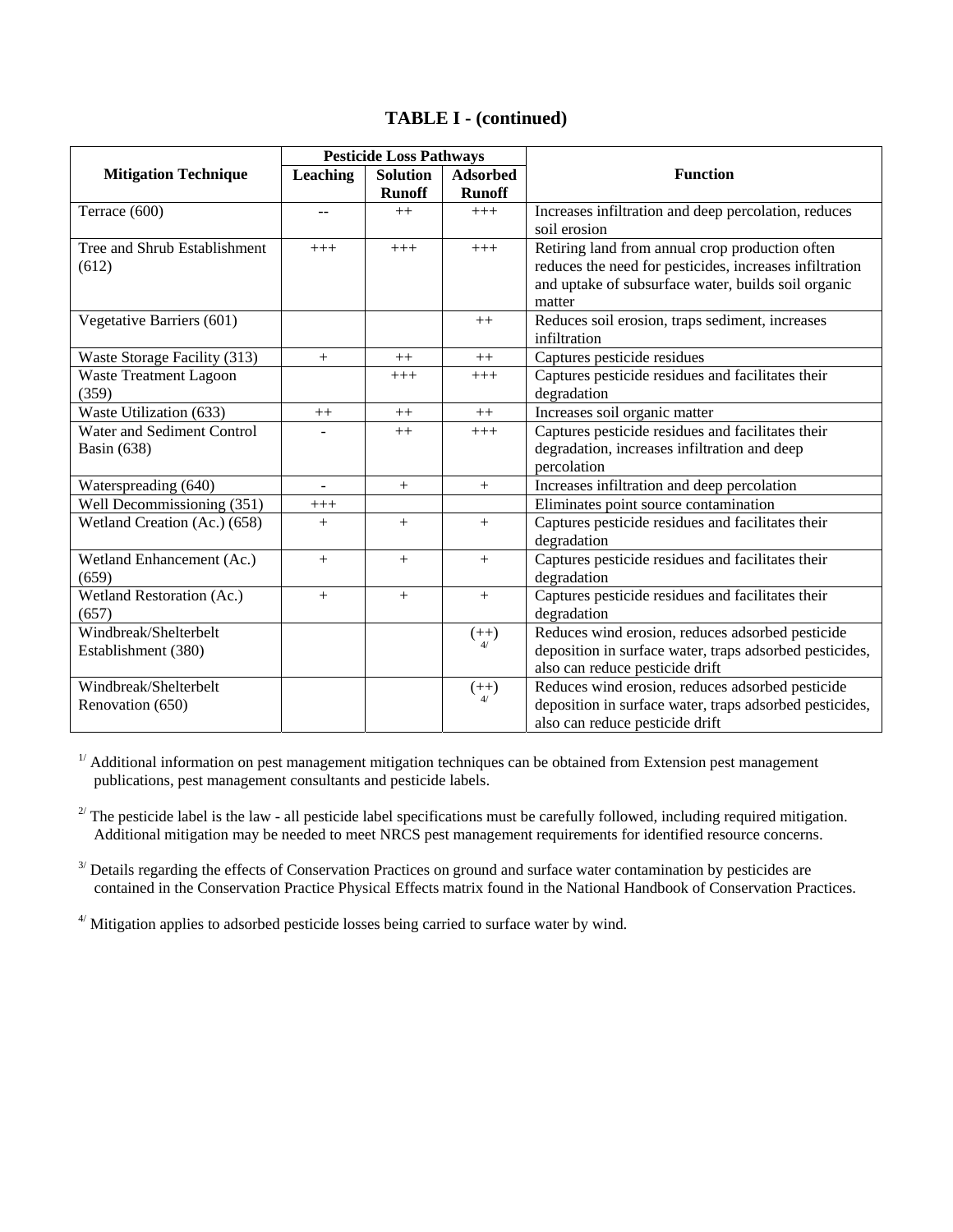## TABLE I - (continued)

| Mitigation Technique | Pesticide Loss Pathways | | | Function |
|---|---|---|---|---|
| | Leaching | Solution Runoff | Adsorbed Runoff | |
| Terrace (600) | -- | ++ | +++ | Increases infiltration and deep percolation, reduces soil erosion |
| Tree and Shrub Establishment (612) | +++ | +++ | +++ | Retiring land from annual crop production often reduces the need for pesticides, increases infiltration and uptake of subsurface water, builds soil organic matter |
| Vegetative Barriers (601) | | | ++ | Reduces soil erosion, traps sediment, increases infiltration |
| Waste Storage Facility (313) | + | ++ | ++ | Captures pesticide residues |
| Waste Treatment Lagoon (359) | | +++ | +++ | Captures pesticide residues and facilitates their degradation |
| Waste Utilization (633) | ++ | ++ | ++ | Increases soil organic matter |
| Water and Sediment Control Basin (638) | - | ++ | +++ | Captures pesticide residues and facilitates their degradation, increases infiltration and deep percolation |
| Waterspreading (640) | - | + | + | Increases infiltration and deep percolation |
| Well Decommissioning (351) | +++ | | | Eliminates point source contamination |
| Wetland Creation (Ac.) (658) | + | + | + | Captures pesticide residues and facilitates their degradation |
| Wetland Enhancement (Ac.) (659) | + | + | + | Captures pesticide residues and facilitates their degradation |
| Wetland Restoration (Ac.) (657) | + | + | + | Captures pesticide residues and facilitates their degradation |
| Windbreak/Shelterbelt Establishment (380) | | | (++) [4/] | Reduces wind erosion, reduces adsorbed pesticide deposition in surface water, traps adsorbed pesticides, also can reduce pesticide drift |
| Windbreak/Shelterbelt Renovation (650) | | | (++) [4/] | Reduces wind erosion, reduces adsorbed pesticide deposition in surface water, traps adsorbed pesticides, also can reduce pesticide drift |

[1/] Additional information on pest management mitigation techniques can be obtained from Extension pest management publications, pest management consultants and pesticide labels.

[2/] The pesticide label is the law - all pesticide label specifications must be carefully followed, including required mitigation. Additional mitigation may be needed to meet NRCS pest management requirements for identified resource concerns.

[3/] Details regarding the effects of Conservation Practices on ground and surface water contamination by pesticides are contained in the Conservation Practice Physical Effects matrix found in the National Handbook of Conservation Practices.

[4/] Mitigation applies to adsorbed pesticide losses being carried to surface water by wind.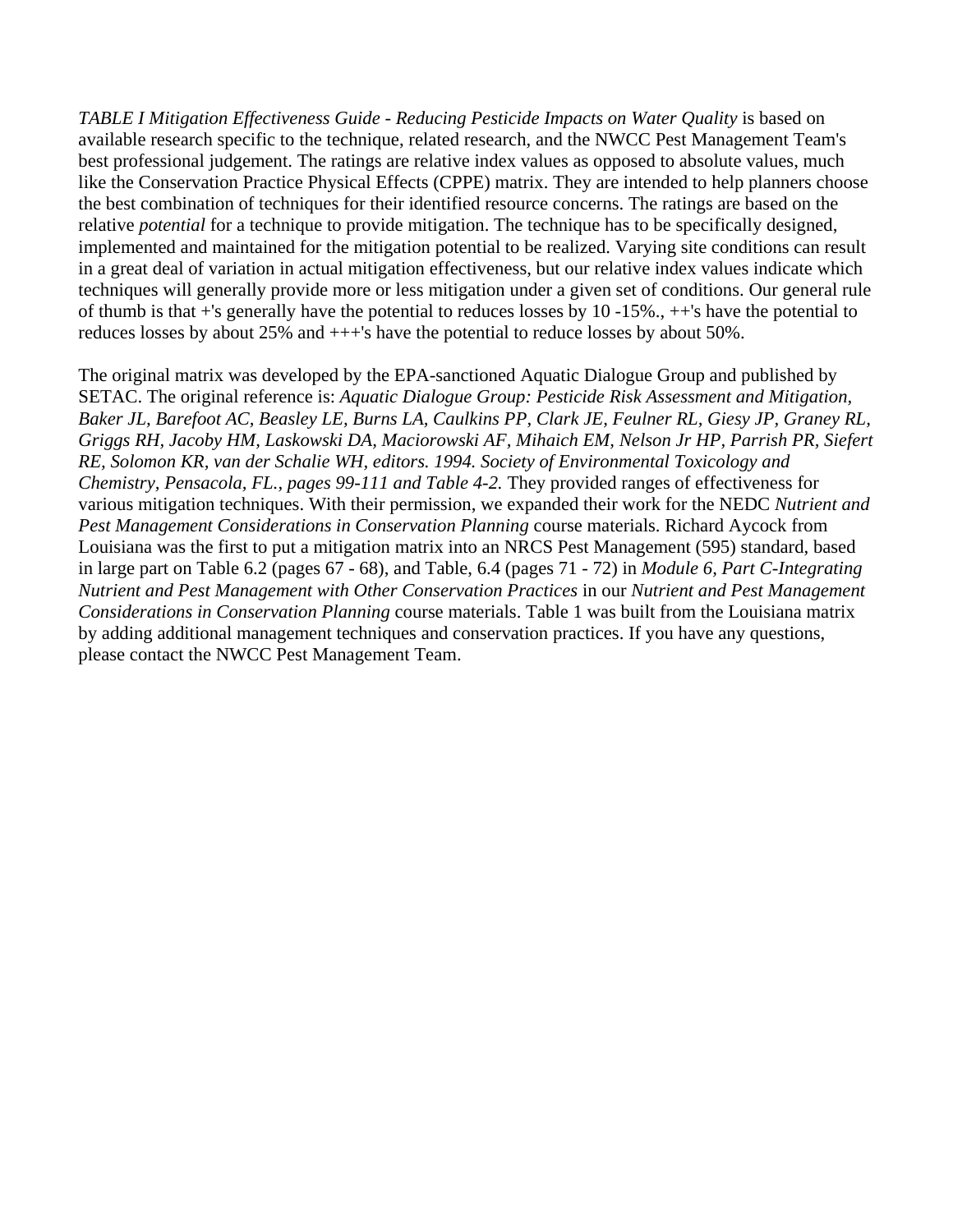*TABLE I Mitigation Effectiveness Guide - Reducing Pesticide Impacts on Water Quality* is based on available research specific to the technique, related research, and the NWCC Pest Management Team's best professional judgement. The ratings are relative index values as opposed to absolute values, much like the Conservation Practice Physical Effects (CPPE) matrix. They are intended to help planners choose the best combination of techniques for their identified resource concerns. The ratings are based on the relative *potential* for a technique to provide mitigation. The technique has to be specifically designed, implemented and maintained for the mitigation potential to be realized. Varying site conditions can result in a great deal of variation in actual mitigation effectiveness, but our relative index values indicate which techniques will generally provide more or less mitigation under a given set of conditions. Our general rule of thumb is that +'s generally have the potential to reduces losses by 10 -15%., ++'s have the potential to reduces losses by about 25% and +++'s have the potential to reduce losses by about 50%.

The original matrix was developed by the EPA-sanctioned Aquatic Dialogue Group and published by SETAC. The original reference is: *Aquatic Dialogue Group: Pesticide Risk Assessment and Mitigation, Baker JL, Barefoot AC, Beasley LE, Burns LA, Caulkins PP, Clark JE, Feulner RL, Giesy JP, Graney RL, Griggs RH, Jacoby HM, Laskowski DA, Maciorowski AF, Mihaich EM, Nelson Jr HP, Parrish PR, Siefert RE, Solomon KR, van der Schalie WH, editors. 1994. Society of Environmental Toxicology and Chemistry, Pensacola, FL., pages 99-111 and Table 4-2.* They provided ranges of effectiveness for various mitigation techniques. With their permission, we expanded their work for the NEDC *Nutrient and Pest Management Considerations in Conservation Planning* course materials. Richard Aycock from Louisiana was the first to put a mitigation matrix into an NRCS Pest Management (595) standard, based in large part on Table 6.2 (pages 67 - 68), and Table, 6.4 (pages 71 - 72) in *Module 6, Part C-Integrating Nutrient and Pest Management with Other Conservation Practices* in our *Nutrient and Pest Management Considerations in Conservation Planning* course materials. Table 1 was built from the Louisiana matrix by adding additional management techniques and conservation practices. If you have any questions, please contact the NWCC Pest Management Team.